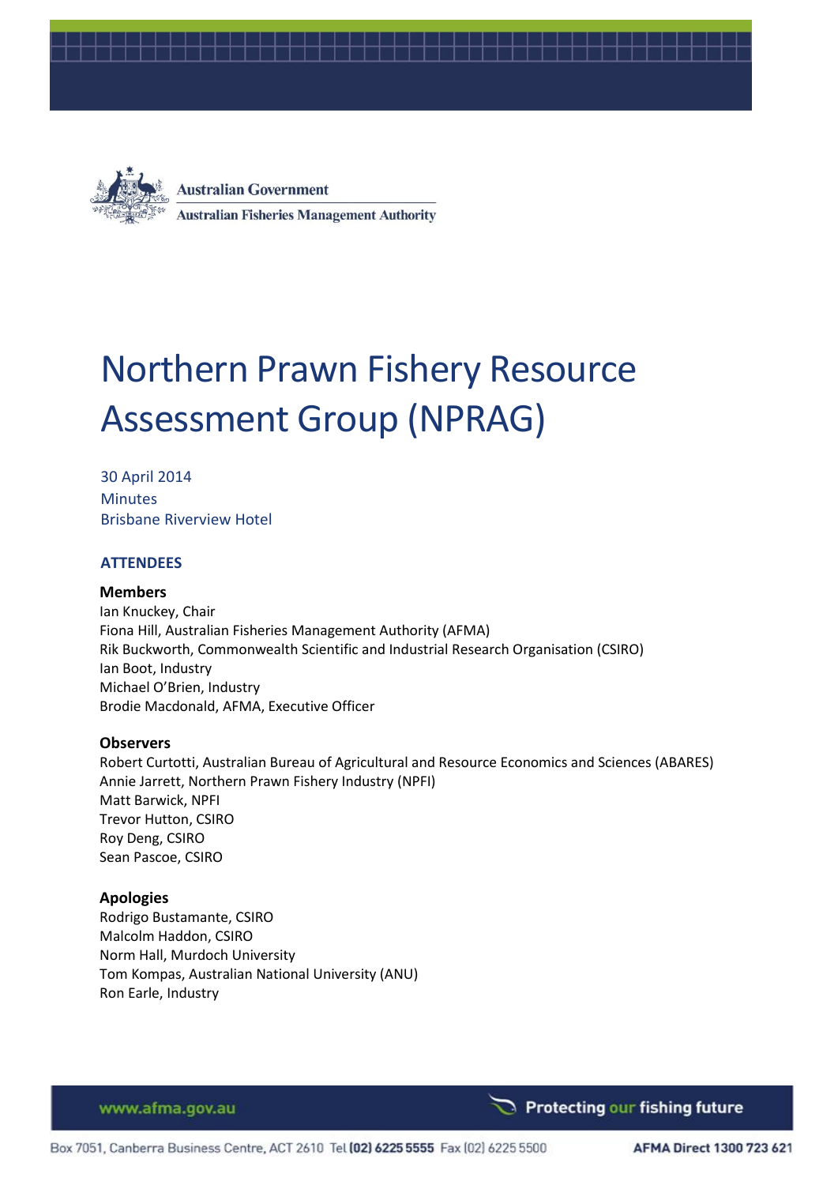Australian Government

Australian Fisheries Management Authority

# Northern Prawn Fishery Resource Assessment Group (NPRAG)

30 April 2014
Minutes
Brisbane Riverview Hotel

## ATTENDEES

### Members

Ian Knuckey, Chair
Fiona Hill, Australian Fisheries Management Authority (AFMA)
Rik Buckworth, Commonwealth Scientific and Industrial Research Organisation (CSIRO)
Ian Boot, Industry
Michael O'Brien, Industry
Brodie Macdonald, AFMA, Executive Officer

### Observers

Robert Curtotti, Australian Bureau of Agricultural and Resource Economics and Sciences (ABARES)
Annie Jarrett, Northern Prawn Fishery Industry (NPFI)
Matt Barwick, NPFI
Trevor Hutton, CSIRO
Roy Deng, CSIRO
Sean Pascoe, CSIRO

### Apologies

Rodrigo Bustamante, CSIRO
Malcolm Haddon, CSIRO
Norm Hall, Murdoch University
Tom Kompas, Australian National University (ANU)
Ron Earle, Industry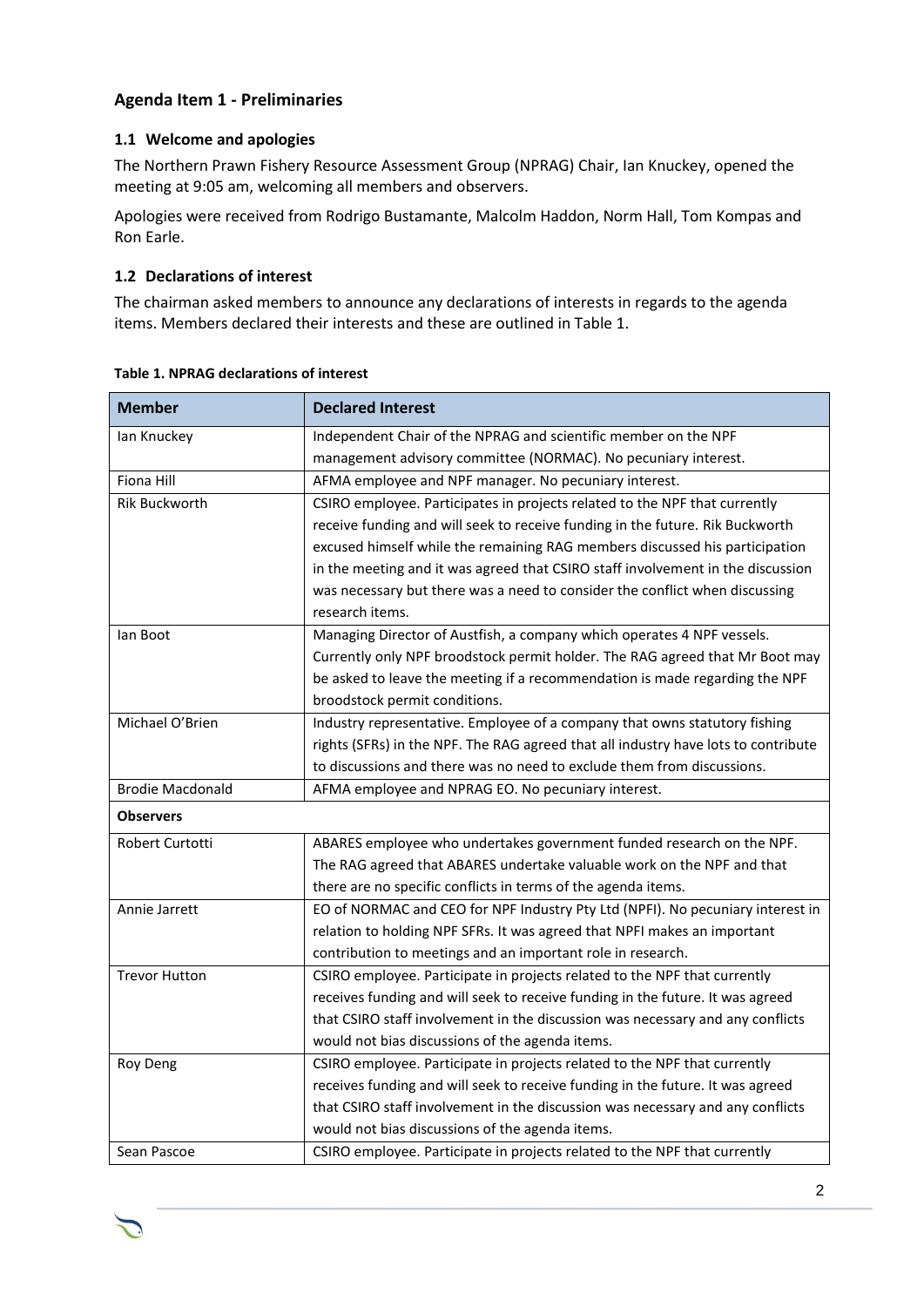## Agenda Item 1 - Preliminaries

### 1.1 Welcome and apologies

The Northern Prawn Fishery Resource Assessment Group (NPRAG) Chair, Ian Knuckey, opened the meeting at 9:05 am, welcoming all members and observers.

Apologies were received from Rodrigo Bustamante, Malcolm Haddon, Norm Hall, Tom Kompas and Ron Earle.

### 1.2 Declarations of interest

The chairman asked members to announce any declarations of interests in regards to the agenda items. Members declared their interests and these are outlined in Table 1.

**Table 1. NPRAG declarations of interest**

| Member | Declared Interest |
|---|---|
| Ian Knuckey | Independent Chair of the NPRAG and scientific member on the NPF management advisory committee (NORMAC). No pecuniary interest. |
| Fiona Hill | AFMA employee and NPF manager. No pecuniary interest. |
| Rik Buckworth | CSIRO employee. Participates in projects related to the NPF that currently receive funding and will seek to receive funding in the future. Rik Buckworth excused himself while the remaining RAG members discussed his participation in the meeting and it was agreed that CSIRO staff involvement in the discussion was necessary but there was a need to consider the conflict when discussing research items. |
| Ian Boot | Managing Director of Austfish, a company which operates 4 NPF vessels. Currently only NPF broodstock permit holder. The RAG agreed that Mr Boot may be asked to leave the meeting if a recommendation is made regarding the NPF broodstock permit conditions. |
| Michael O'Brien | Industry representative. Employee of a company that owns statutory fishing rights (SFRs) in the NPF. The RAG agreed that all industry have lots to contribute to discussions and there was no need to exclude them from discussions. |
| Brodie Macdonald | AFMA employee and NPRAG EO. No pecuniary interest. |
| **Observers** | |
| Robert Curtotti | ABARES employee who undertakes government funded research on the NPF. The RAG agreed that ABARES undertake valuable work on the NPF and that there are no specific conflicts in terms of the agenda items. |
| Annie Jarrett | EO of NORMAC and CEO for NPF Industry Pty Ltd (NPFI). No pecuniary interest in relation to holding NPF SFRs. It was agreed that NPFI makes an important contribution to meetings and an important role in research. |
| Trevor Hutton | CSIRO employee. Participate in projects related to the NPF that currently receives funding and will seek to receive funding in the future. It was agreed that CSIRO staff involvement in the discussion was necessary and any conflicts would not bias discussions of the agenda items. |
| Roy Deng | CSIRO employee. Participate in projects related to the NPF that currently receives funding and will seek to receive funding in the future. It was agreed that CSIRO staff involvement in the discussion was necessary and any conflicts would not bias discussions of the agenda items. |
| Sean Pascoe | CSIRO employee. Participate in projects related to the NPF that currently |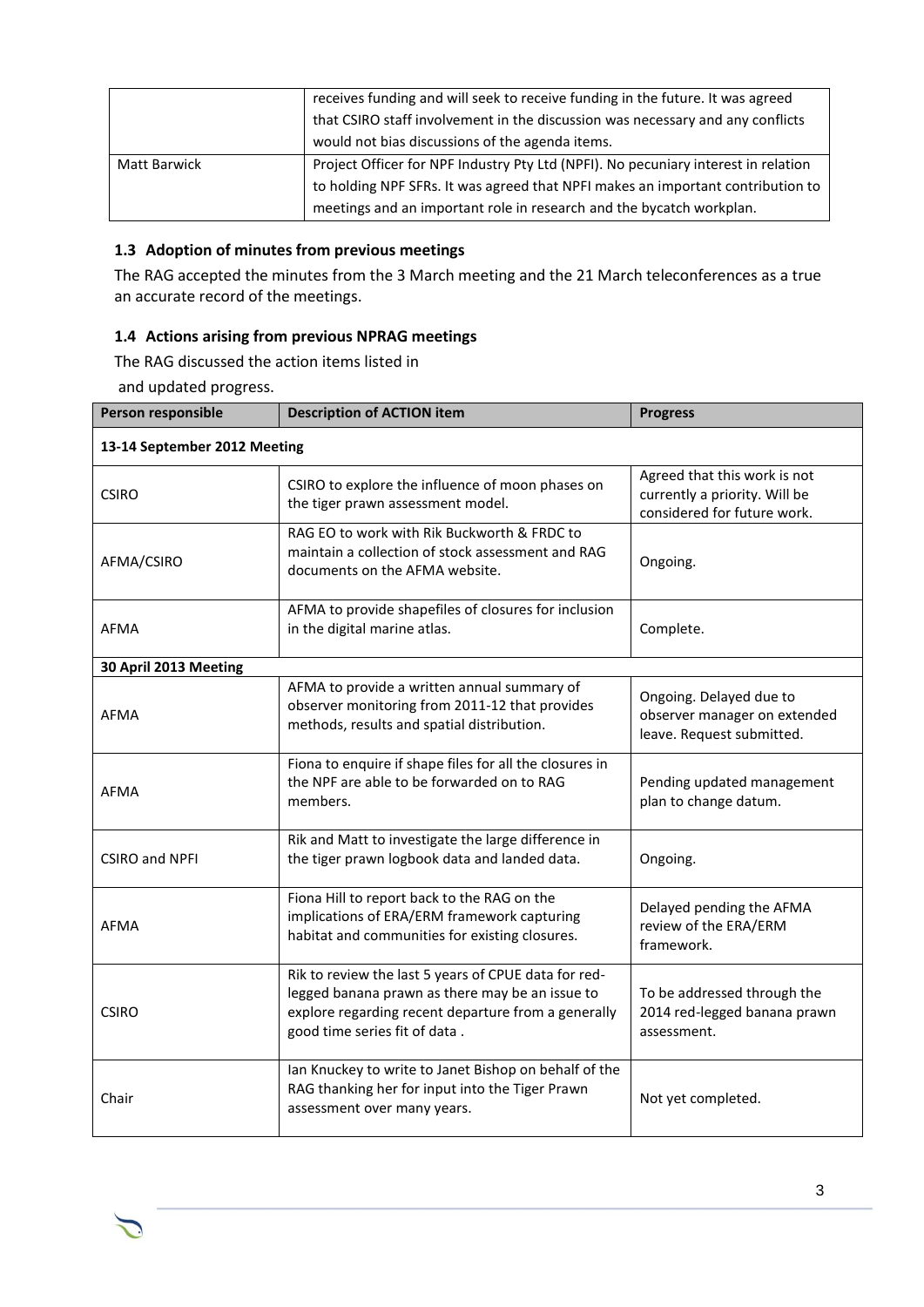|  | receives funding and will seek to receive funding in the future. It was agreed that CSIRO staff involvement in the discussion was necessary and any conflicts would not bias discussions of the agenda items. |
| --- | --- |
| Matt Barwick | Project Officer for NPF Industry Pty Ltd (NPFI). No pecuniary interest in relation to holding NPF SFRs. It was agreed that NPFI makes an important contribution to meetings and an important role in research and the bycatch workplan. |

### 1.3 Adoption of minutes from previous meetings

The RAG accepted the minutes from the 3 March meeting and the 21 March teleconferences as a true an accurate record of the meetings.

### 1.4 Actions arising from previous NPRAG meetings

The RAG discussed the action items listed in

and updated progress.

| Person responsible | Description of ACTION item | Progress |
| --- | --- | --- |
| **13-14 September 2012 Meeting** | | |
| CSIRO | CSIRO to explore the influence of moon phases on the tiger prawn assessment model. | Agreed that this work is not currently a priority. Will be considered for future work. |
| AFMA/CSIRO | RAG EO to work with Rik Buckworth & FRDC to maintain a collection of stock assessment and RAG documents on the AFMA website. | Ongoing. |
| AFMA | AFMA to provide shapefiles of closures for inclusion in the digital marine atlas. | Complete. |
| **30 April 2013 Meeting** | | |
| AFMA | AFMA to provide a written annual summary of observer monitoring from 2011-12 that provides methods, results and spatial distribution. | Ongoing. Delayed due to observer manager on extended leave. Request submitted. |
| AFMA | Fiona to enquire if shape files for all the closures in the NPF are able to be forwarded on to RAG members. | Pending updated management plan to change datum. |
| CSIRO and NPFI | Rik and Matt to investigate the large difference in the tiger prawn logbook data and landed data. | Ongoing. |
| AFMA | Fiona Hill to report back to the RAG on the implications of ERA/ERM framework capturing habitat and communities for existing closures. | Delayed pending the AFMA review of the ERA/ERM framework. |
| CSIRO | Rik to review the last 5 years of CPUE data for red-legged banana prawn as there may be an issue to explore regarding recent departure from a generally good time series fit of data . | To be addressed through the 2014 red-legged banana prawn assessment. |
| Chair | Ian Knuckey to write to Janet Bishop on behalf of the RAG thanking her for input into the Tiger Prawn assessment over many years. | Not yet completed. |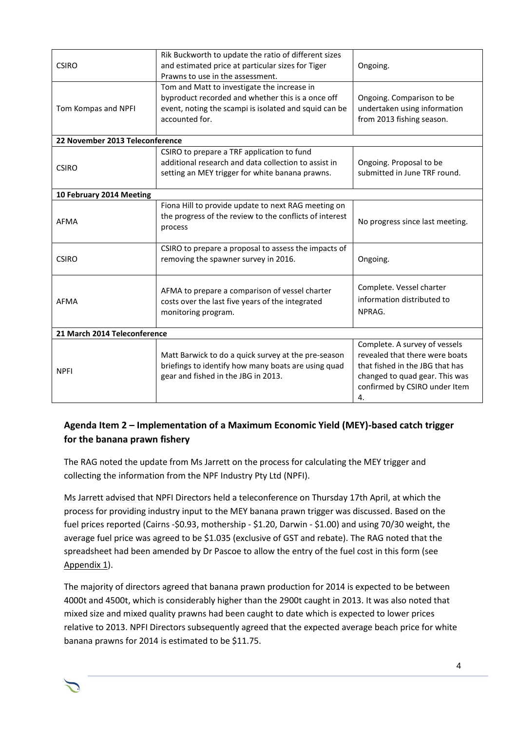| | | |
|---|---|---|
| CSIRO | Rik Buckworth to update the ratio of different sizes and estimated price at particular sizes for Tiger Prawns to use in the assessment. | Ongoing. |
| Tom Kompas and NPFI | Tom and Matt to investigate the increase in byproduct recorded and whether this is a once off event, noting the scampi is isolated and squid can be accounted for. | Ongoing. Comparison to be undertaken using information from 2013 fishing season. |
| **22 November 2013 Teleconference** | | |
| CSIRO | CSIRO to prepare a TRF application to fund additional research and data collection to assist in setting an MEY trigger for white banana prawns. | Ongoing. Proposal to be submitted in June TRF round. |
| **10 February 2014 Meeting** | | |
| AFMA | Fiona Hill to provide update to next RAG meeting on the progress of the review to the conflicts of interest process | No progress since last meeting. |
| CSIRO | CSIRO to prepare a proposal to assess the impacts of removing the spawner survey in 2016. | Ongoing. |
| AFMA | AFMA to prepare a comparison of vessel charter costs over the last five years of the integrated monitoring program. | Complete. Vessel charter information distributed to NPRAG. |
| **21 March 2014 Teleconference** | | |
| NPFI | Matt Barwick to do a quick survey at the pre-season briefings to identify how many boats are using quad gear and fished in the JBG in 2013. | Complete. A survey of vessels revealed that there were boats that fished in the JBG that has changed to quad gear. This was confirmed by CSIRO under Item 4. |

## Agenda Item 2 – Implementation of a Maximum Economic Yield (MEY)-based catch trigger for the banana prawn fishery

The RAG noted the update from Ms Jarrett on the process for calculating the MEY trigger and collecting the information from the NPF Industry Pty Ltd (NPFI).

Ms Jarrett advised that NPFI Directors held a teleconference on Thursday 17th April, at which the process for providing industry input to the MEY banana prawn trigger was discussed. Based on the fuel prices reported (Cairns -$0.93, mothership - $1.20, Darwin - $1.00) and using 70/30 weight, the average fuel price was agreed to be $1.035 (exclusive of GST and rebate). The RAG noted that the spreadsheet had been amended by Dr Pascoe to allow the entry of the fuel cost in this form (see Appendix 1).

The majority of directors agreed that banana prawn production for 2014 is expected to be between 4000t and 4500t, which is considerably higher than the 2900t caught in 2013. It was also noted that mixed size and mixed quality prawns had been caught to date which is expected to lower prices relative to 2013. NPFI Directors subsequently agreed that the expected average beach price for white banana prawns for 2014 is estimated to be $11.75.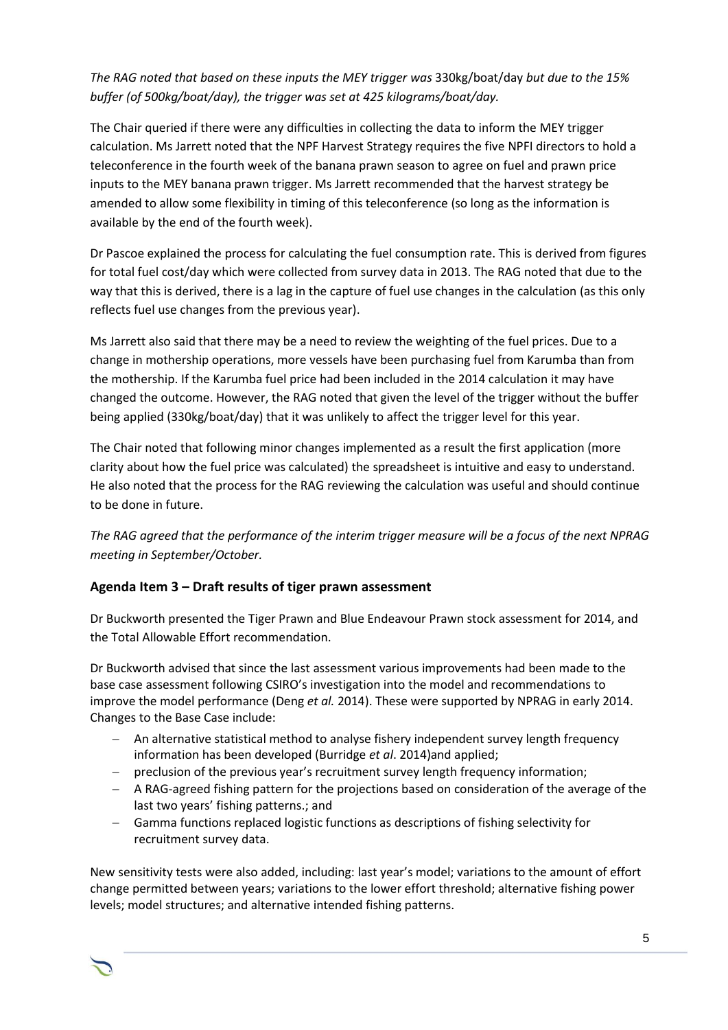*The RAG noted that based on these inputs the MEY trigger was* 330kg/boat/day *but due to the 15% buffer (of 500kg/boat/day), the trigger was set at 425 kilograms/boat/day.*

The Chair queried if there were any difficulties in collecting the data to inform the MEY trigger calculation. Ms Jarrett noted that the NPF Harvest Strategy requires the five NPFI directors to hold a teleconference in the fourth week of the banana prawn season to agree on fuel and prawn price inputs to the MEY banana prawn trigger. Ms Jarrett recommended that the harvest strategy be amended to allow some flexibility in timing of this teleconference (so long as the information is available by the end of the fourth week).

Dr Pascoe explained the process for calculating the fuel consumption rate. This is derived from figures for total fuel cost/day which were collected from survey data in 2013. The RAG noted that due to the way that this is derived, there is a lag in the capture of fuel use changes in the calculation (as this only reflects fuel use changes from the previous year).

Ms Jarrett also said that there may be a need to review the weighting of the fuel prices. Due to a change in mothership operations, more vessels have been purchasing fuel from Karumba than from the mothership. If the Karumba fuel price had been included in the 2014 calculation it may have changed the outcome. However, the RAG noted that given the level of the trigger without the buffer being applied (330kg/boat/day) that it was unlikely to affect the trigger level for this year.

The Chair noted that following minor changes implemented as a result the first application (more clarity about how the fuel price was calculated) the spreadsheet is intuitive and easy to understand. He also noted that the process for the RAG reviewing the calculation was useful and should continue to be done in future.

*The RAG agreed that the performance of the interim trigger measure will be a focus of the next NPRAG meeting in September/October.*

## Agenda Item 3 – Draft results of tiger prawn assessment

Dr Buckworth presented the Tiger Prawn and Blue Endeavour Prawn stock assessment for 2014, and the Total Allowable Effort recommendation.

Dr Buckworth advised that since the last assessment various improvements had been made to the base case assessment following CSIRO's investigation into the model and recommendations to improve the model performance (Deng *et al.* 2014). These were supported by NPRAG in early 2014. Changes to the Base Case include:

- An alternative statistical method to analyse fishery independent survey length frequency information has been developed (Burridge *et al*. 2014)and applied;
- preclusion of the previous year's recruitment survey length frequency information;
- A RAG-agreed fishing pattern for the projections based on consideration of the average of the last two years' fishing patterns.; and
- Gamma functions replaced logistic functions as descriptions of fishing selectivity for recruitment survey data.

New sensitivity tests were also added, including: last year's model; variations to the amount of effort change permitted between years; variations to the lower effort threshold; alternative fishing power levels; model structures; and alternative intended fishing patterns.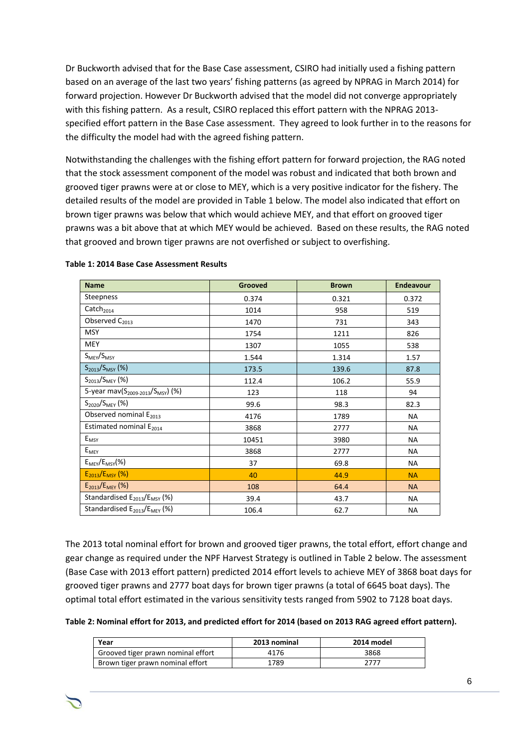Dr Buckworth advised that for the Base Case assessment, CSIRO had initially used a fishing pattern based on an average of the last two years' fishing patterns (as agreed by NPRAG in March 2014) for forward projection. However Dr Buckworth advised that the model did not converge appropriately with this fishing pattern. As a result, CSIRO replaced this effort pattern with the NPRAG 2013-specified effort pattern in the Base Case assessment. They agreed to look further in to the reasons for the difficulty the model had with the agreed fishing pattern.

Notwithstanding the challenges with the fishing effort pattern for forward projection, the RAG noted that the stock assessment component of the model was robust and indicated that both brown and grooved tiger prawns were at or close to MEY, which is a very positive indicator for the fishery. The detailed results of the model are provided in Table 1 below. The model also indicated that effort on brown tiger prawns was below that which would achieve MEY, and that effort on grooved tiger prawns was a bit above that at which MEY would be achieved. Based on these results, the RAG noted that grooved and brown tiger prawns are not overfished or subject to overfishing.

**Table 1: 2014 Base Case Assessment Results**

| Name | Grooved | Brown | Endeavour |
|---|---|---|---|
| Steepness | 0.374 | 0.321 | 0.372 |
| $Catch_{2014}$ | 1014 | 958 | 519 |
| Observed $C_{2013}$ | 1470 | 731 | 343 |
| MSY | 1754 | 1211 | 826 |
| MEY | 1307 | 1055 | 538 |
| $S_{MEY}/S_{MSY}$ | 1.544 | 1.314 | 1.57 |
| $S_{2013}/S_{MSY}$ (%) | 173.5 | 139.6 | 87.8 |
| $S_{2013}/S_{MEY}$ (%) | 112.4 | 106.2 | 55.9 |
| 5-year mav($S_{2009\text{-}2013}/S_{MSY}$) (%) | 123 | 118 | 94 |
| $S_{2020}/S_{MEY}$ (%) | 99.6 | 98.3 | 82.3 |
| Observed nominal $E_{2013}$ | 4176 | 1789 | NA |
| Estimated nominal $E_{2014}$ | 3868 | 2777 | NA |
| $E_{MSY}$ | 10451 | 3980 | NA |
| $E_{MEY}$ | 3868 | 2777 | NA |
| $E_{MEY}/E_{MSY}$(%) | 37 | 69.8 | NA |
| $E_{2013}/E_{MSY}$ (%) | 40 | 44.9 | NA |
| $E_{2013}/E_{MEY}$ (%) | 108 | 64.4 | NA |
| Standardised $E_{2013}/E_{MSY}$ (%) | 39.4 | 43.7 | NA |
| Standardised $E_{2013}/E_{MEY}$ (%) | 106.4 | 62.7 | NA |

The 2013 total nominal effort for brown and grooved tiger prawns, the total effort, effort change and gear change as required under the NPF Harvest Strategy is outlined in Table 2 below. The assessment (Base Case with 2013 effort pattern) predicted 2014 effort levels to achieve MEY of 3868 boat days for grooved tiger prawns and 2777 boat days for brown tiger prawns (a total of 6645 boat days). The optimal total effort estimated in the various sensitivity tests ranged from 5902 to 7128 boat days.

**Table 2: Nominal effort for 2013, and predicted effort for 2014 (based on 2013 RAG agreed effort pattern).**

| Year | 2013 nominal | 2014 model |
|---|---|---|
| Grooved tiger prawn nominal effort | 4176 | 3868 |
| Brown tiger prawn nominal effort | 1789 | 2777 |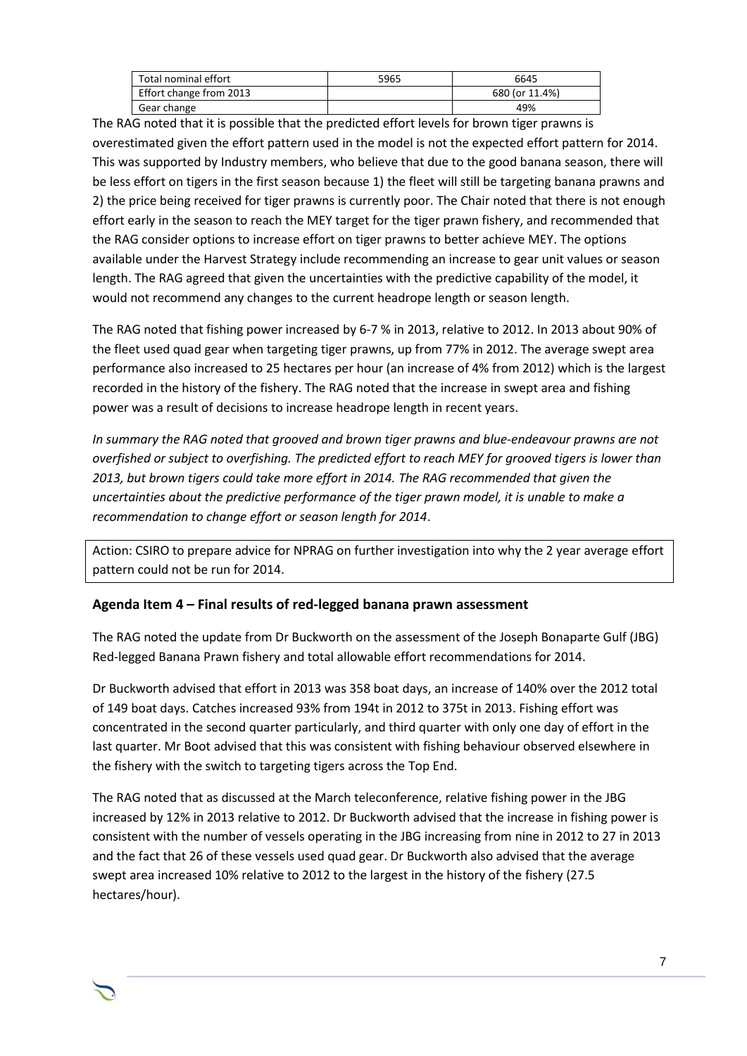| Total nominal effort | 5965 | 6645 |
| --- | --- | --- |
| Effort change from 2013 | | 680 (or 11.4%) |
| Gear change | | 49% |

The RAG noted that it is possible that the predicted effort levels for brown tiger prawns is overestimated given the effort pattern used in the model is not the expected effort pattern for 2014. This was supported by Industry members, who believe that due to the good banana season, there will be less effort on tigers in the first season because 1) the fleet will still be targeting banana prawns and 2) the price being received for tiger prawns is currently poor. The Chair noted that there is not enough effort early in the season to reach the MEY target for the tiger prawn fishery, and recommended that the RAG consider options to increase effort on tiger prawns to better achieve MEY. The options available under the Harvest Strategy include recommending an increase to gear unit values or season length. The RAG agreed that given the uncertainties with the predictive capability of the model, it would not recommend any changes to the current headrope length or season length.

The RAG noted that fishing power increased by 6-7 % in 2013, relative to 2012. In 2013 about 90% of the fleet used quad gear when targeting tiger prawns, up from 77% in 2012. The average swept area performance also increased to 25 hectares per hour (an increase of 4% from 2012) which is the largest recorded in the history of the fishery. The RAG noted that the increase in swept area and fishing power was a result of decisions to increase headrope length in recent years.

*In summary the RAG noted that grooved and brown tiger prawns and blue-endeavour prawns are not overfished or subject to overfishing. The predicted effort to reach MEY for grooved tigers is lower than 2013, but brown tigers could take more effort in 2014. The RAG recommended that given the uncertainties about the predictive performance of the tiger prawn model, it is unable to make a recommendation to change effort or season length for 2014*.

Action: CSIRO to prepare advice for NPRAG on further investigation into why the 2 year average effort pattern could not be run for 2014.

### Agenda Item 4 – Final results of red-legged banana prawn assessment

The RAG noted the update from Dr Buckworth on the assessment of the Joseph Bonaparte Gulf (JBG) Red-legged Banana Prawn fishery and total allowable effort recommendations for 2014.

Dr Buckworth advised that effort in 2013 was 358 boat days, an increase of 140% over the 2012 total of 149 boat days. Catches increased 93% from 194t in 2012 to 375t in 2013. Fishing effort was concentrated in the second quarter particularly, and third quarter with only one day of effort in the last quarter. Mr Boot advised that this was consistent with fishing behaviour observed elsewhere in the fishery with the switch to targeting tigers across the Top End.

The RAG noted that as discussed at the March teleconference, relative fishing power in the JBG increased by 12% in 2013 relative to 2012. Dr Buckworth advised that the increase in fishing power is consistent with the number of vessels operating in the JBG increasing from nine in 2012 to 27 in 2013 and the fact that 26 of these vessels used quad gear. Dr Buckworth also advised that the average swept area increased 10% relative to 2012 to the largest in the history of the fishery (27.5 hectares/hour).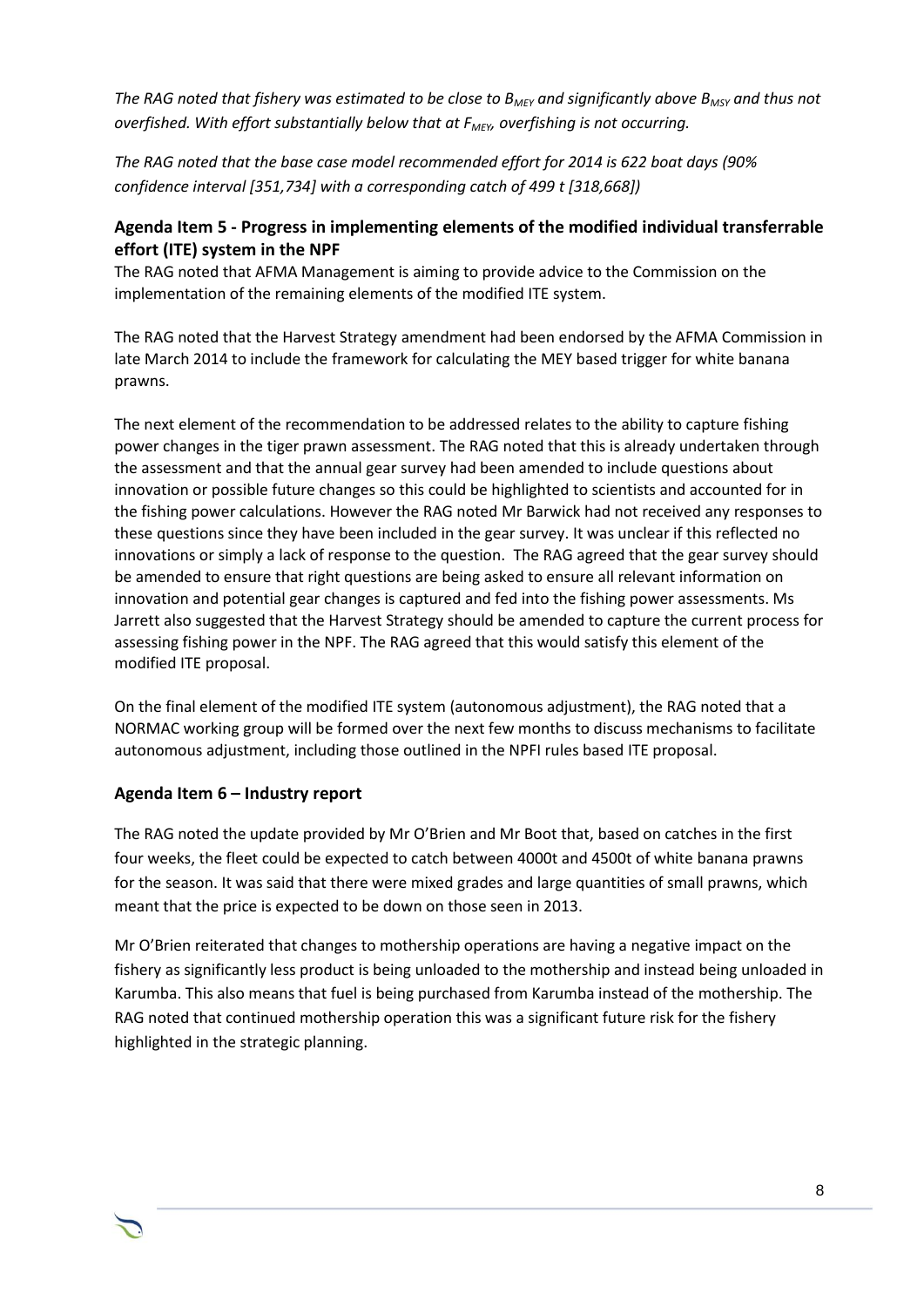*The RAG noted that fishery was estimated to be close to $B_{MEY}$ and significantly above $B_{MSY}$ and thus not overfished. With effort substantially below that at $F_{MEY}$, overfishing is not occurring.*

*The RAG noted that the base case model recommended effort for 2014 is 622 boat days (90% confidence interval [351,734] with a corresponding catch of 499 t [318,668])*

### Agenda Item 5 - Progress in implementing elements of the modified individual transferrable effort (ITE) system in the NPF

The RAG noted that AFMA Management is aiming to provide advice to the Commission on the implementation of the remaining elements of the modified ITE system.

The RAG noted that the Harvest Strategy amendment had been endorsed by the AFMA Commission in late March 2014 to include the framework for calculating the MEY based trigger for white banana prawns.

The next element of the recommendation to be addressed relates to the ability to capture fishing power changes in the tiger prawn assessment. The RAG noted that this is already undertaken through the assessment and that the annual gear survey had been amended to include questions about innovation or possible future changes so this could be highlighted to scientists and accounted for in the fishing power calculations. However the RAG noted Mr Barwick had not received any responses to these questions since they have been included in the gear survey. It was unclear if this reflected no innovations or simply a lack of response to the question. The RAG agreed that the gear survey should be amended to ensure that right questions are being asked to ensure all relevant information on innovation and potential gear changes is captured and fed into the fishing power assessments. Ms Jarrett also suggested that the Harvest Strategy should be amended to capture the current process for assessing fishing power in the NPF. The RAG agreed that this would satisfy this element of the modified ITE proposal.

On the final element of the modified ITE system (autonomous adjustment), the RAG noted that a NORMAC working group will be formed over the next few months to discuss mechanisms to facilitate autonomous adjustment, including those outlined in the NPFI rules based ITE proposal.

### Agenda Item 6 – Industry report

The RAG noted the update provided by Mr O'Brien and Mr Boot that, based on catches in the first four weeks, the fleet could be expected to catch between 4000t and 4500t of white banana prawns for the season. It was said that there were mixed grades and large quantities of small prawns, which meant that the price is expected to be down on those seen in 2013.

Mr O'Brien reiterated that changes to mothership operations are having a negative impact on the fishery as significantly less product is being unloaded to the mothership and instead being unloaded in Karumba. This also means that fuel is being purchased from Karumba instead of the mothership. The RAG noted that continued mothership operation this was a significant future risk for the fishery highlighted in the strategic planning.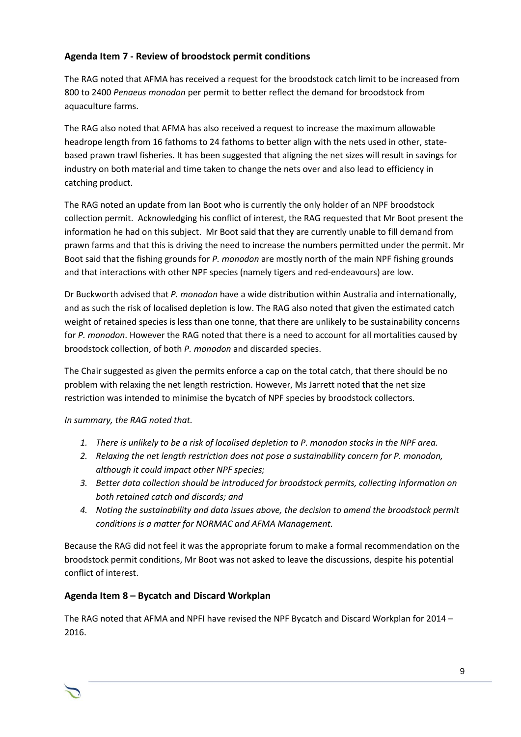## Agenda Item 7 - Review of broodstock permit conditions

The RAG noted that AFMA has received a request for the broodstock catch limit to be increased from 800 to 2400 *Penaeus monodon* per permit to better reflect the demand for broodstock from aquaculture farms.

The RAG also noted that AFMA has also received a request to increase the maximum allowable headrope length from 16 fathoms to 24 fathoms to better align with the nets used in other, state-based prawn trawl fisheries. It has been suggested that aligning the net sizes will result in savings for industry on both material and time taken to change the nets over and also lead to efficiency in catching product.

The RAG noted an update from Ian Boot who is currently the only holder of an NPF broodstock collection permit. Acknowledging his conflict of interest, the RAG requested that Mr Boot present the information he had on this subject. Mr Boot said that they are currently unable to fill demand from prawn farms and that this is driving the need to increase the numbers permitted under the permit. Mr Boot said that the fishing grounds for *P. monodon* are mostly north of the main NPF fishing grounds and that interactions with other NPF species (namely tigers and red-endeavours) are low.

Dr Buckworth advised that *P. monodon* have a wide distribution within Australia and internationally, and as such the risk of localised depletion is low. The RAG also noted that given the estimated catch weight of retained species is less than one tonne, that there are unlikely to be sustainability concerns for *P. monodon*. However the RAG noted that there is a need to account for all mortalities caused by broodstock collection, of both *P. monodon* and discarded species.

The Chair suggested as given the permits enforce a cap on the total catch, that there should be no problem with relaxing the net length restriction. However, Ms Jarrett noted that the net size restriction was intended to minimise the bycatch of NPF species by broodstock collectors.

*In summary, the RAG noted that.*

1. *There is unlikely to be a risk of localised depletion to P. monodon stocks in the NPF area.*
2. *Relaxing the net length restriction does not pose a sustainability concern for P. monodon, although it could impact other NPF species;*
3. *Better data collection should be introduced for broodstock permits, collecting information on both retained catch and discards; and*
4. *Noting the sustainability and data issues above, the decision to amend the broodstock permit conditions is a matter for NORMAC and AFMA Management.*

Because the RAG did not feel it was the appropriate forum to make a formal recommendation on the broodstock permit conditions, Mr Boot was not asked to leave the discussions, despite his potential conflict of interest.

## Agenda Item 8 – Bycatch and Discard Workplan

The RAG noted that AFMA and NPFI have revised the NPF Bycatch and Discard Workplan for 2014 – 2016.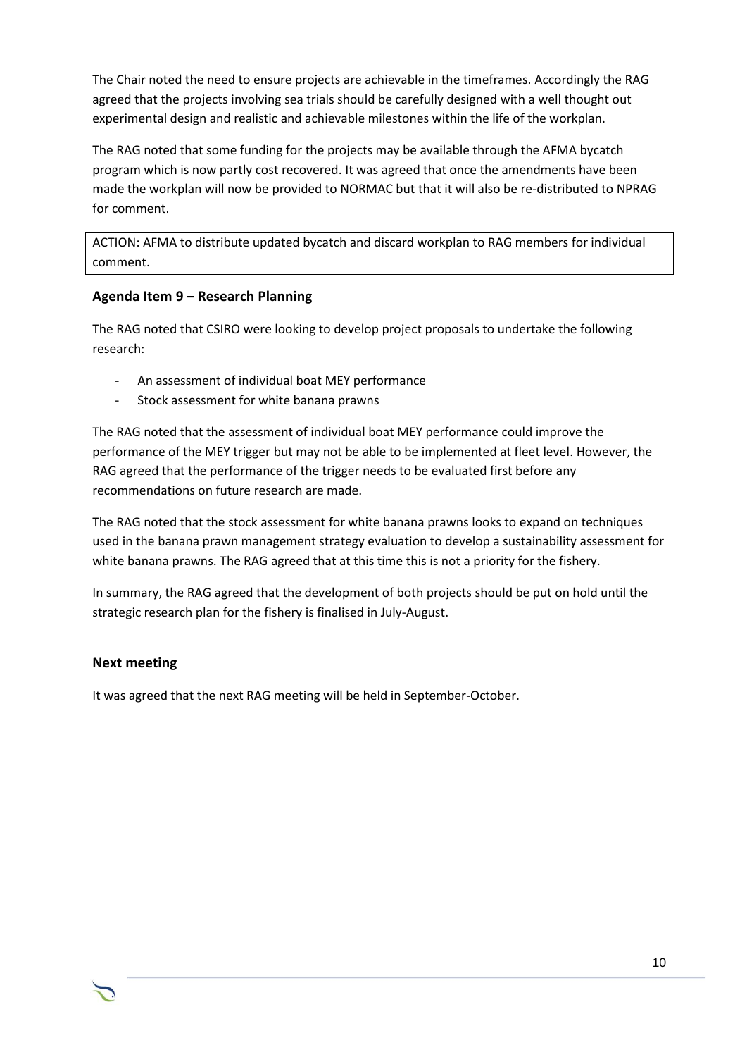The Chair noted the need to ensure projects are achievable in the timeframes. Accordingly the RAG agreed that the projects involving sea trials should be carefully designed with a well thought out experimental design and realistic and achievable milestones within the life of the workplan.

The RAG noted that some funding for the projects may be available through the AFMA bycatch program which is now partly cost recovered. It was agreed that once the amendments have been made the workplan will now be provided to NORMAC but that it will also be re-distributed to NPRAG for comment.

> ACTION: AFMA to distribute updated bycatch and discard workplan to RAG members for individual comment.

### Agenda Item 9 – Research Planning

The RAG noted that CSIRO were looking to develop project proposals to undertake the following research:

- An assessment of individual boat MEY performance
- Stock assessment for white banana prawns

The RAG noted that the assessment of individual boat MEY performance could improve the performance of the MEY trigger but may not be able to be implemented at fleet level. However, the RAG agreed that the performance of the trigger needs to be evaluated first before any recommendations on future research are made.

The RAG noted that the stock assessment for white banana prawns looks to expand on techniques used in the banana prawn management strategy evaluation to develop a sustainability assessment for white banana prawns. The RAG agreed that at this time this is not a priority for the fishery.

In summary, the RAG agreed that the development of both projects should be put on hold until the strategic research plan for the fishery is finalised in July-August.

### Next meeting

It was agreed that the next RAG meeting will be held in September-October.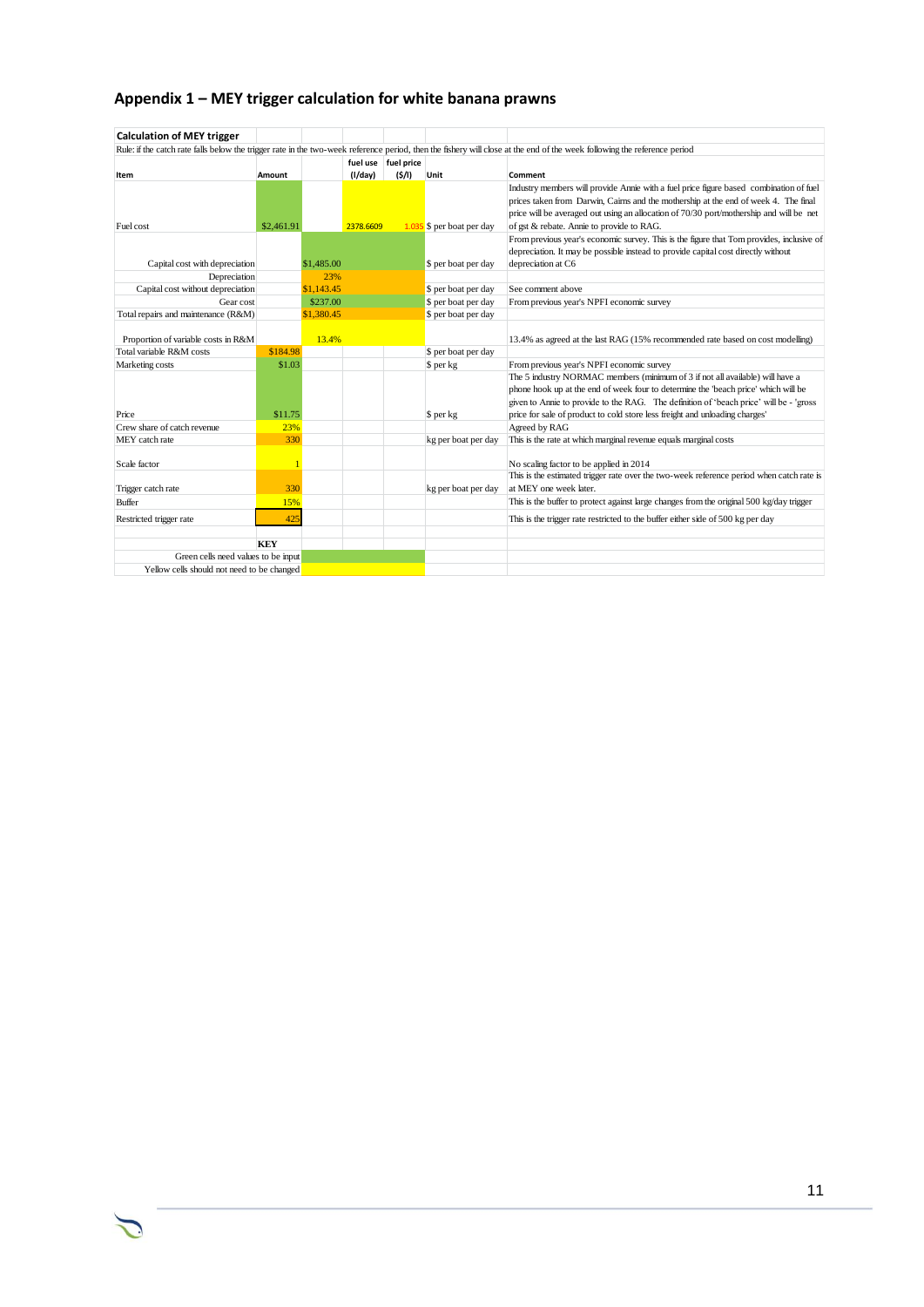## Appendix 1 – MEY trigger calculation for white banana prawns

**Calculation of MEY trigger**

Rule: if the catch rate falls below the trigger rate in the two-week reference period, then the fishery will close at the end of the week following the reference period

| Item | Amount | | fuel use (l/day) | fuel price ($/l) | Unit | Comment |
|---|---|---|---|---|---|---|
| Fuel cost | $2,461.91 | | 2378.6609 | 1.035 | $ per boat per day | Industry members will provide Annie with a fuel price figure based combination of fuel prices taken from Darwin, Cairns and the mothership at the end of week 4. The final price will be averaged out using an allocation of 70/30 port/mothership and will be net of gst & rebate. Annie to provide to RAG. |
| Capital cost with depreciation | | $1,485.00 | | | $ per boat per day | From previous year's economic survey. This is the figure that Tom provides, inclusive of depreciation. It may be possible instead to provide capital cost directly without depreciation at C6 |
| Depreciation | | 23% | | | | |
| Capital cost without depreciation | | $1,143.45 | | | $ per boat per day | See comment above |
| Gear cost | | $237.00 | | | $ per boat per day | From previous year's NPFI economic survey |
| Total repairs and maintenance (R&M) | | $1,380.45 | | | $ per boat per day | |
| Proportion of variable costs in R&M | | 13.4% | | | | 13.4% as agreed at the last RAG (15% recommended rate based on cost modelling) |
| Total variable R&M costs | $184.98 | | | | $ per boat per day | |
| Marketing costs | $1.03 | | | | $ per kg | From previous year's NPFI economic survey |
| Price | $11.75 | | | | $ per kg | The 5 industry NORMAC members (minimum of 3 if not all available) will have a phone hook up at the end of week four to determine the 'beach price' which will be given to Annie to provide to the RAG. The definition of 'beach price' will be - 'gross price for sale of product to cold store less freight and unloading charges' |
| Crew share of catch revenue | 23% | | | | | Agreed by RAG |
| MEY catch rate | 330 | | | | kg per boat per day | This is the rate at which marginal revenue equals marginal costs |
| Scale factor | 1 | | | | | No scaling factor to be applied in 2014 |
| Trigger catch rate | 330 | | | | kg per boat per day | This is the estimated trigger rate over the two-week reference period when catch rate is at MEY one week later. |
| Buffer | 15% | | | | | This is the buffer to protect against large changes from the original 500 kg/day trigger |
| Restricted trigger rate | 425 | | | | | This is the trigger rate restricted to the buffer either side of 500 kg per day |

**KEY**

| | |
|---|---|
| Green cells need values to be input | (green) |
| Yellow cells should not need to be changed | (yellow) |